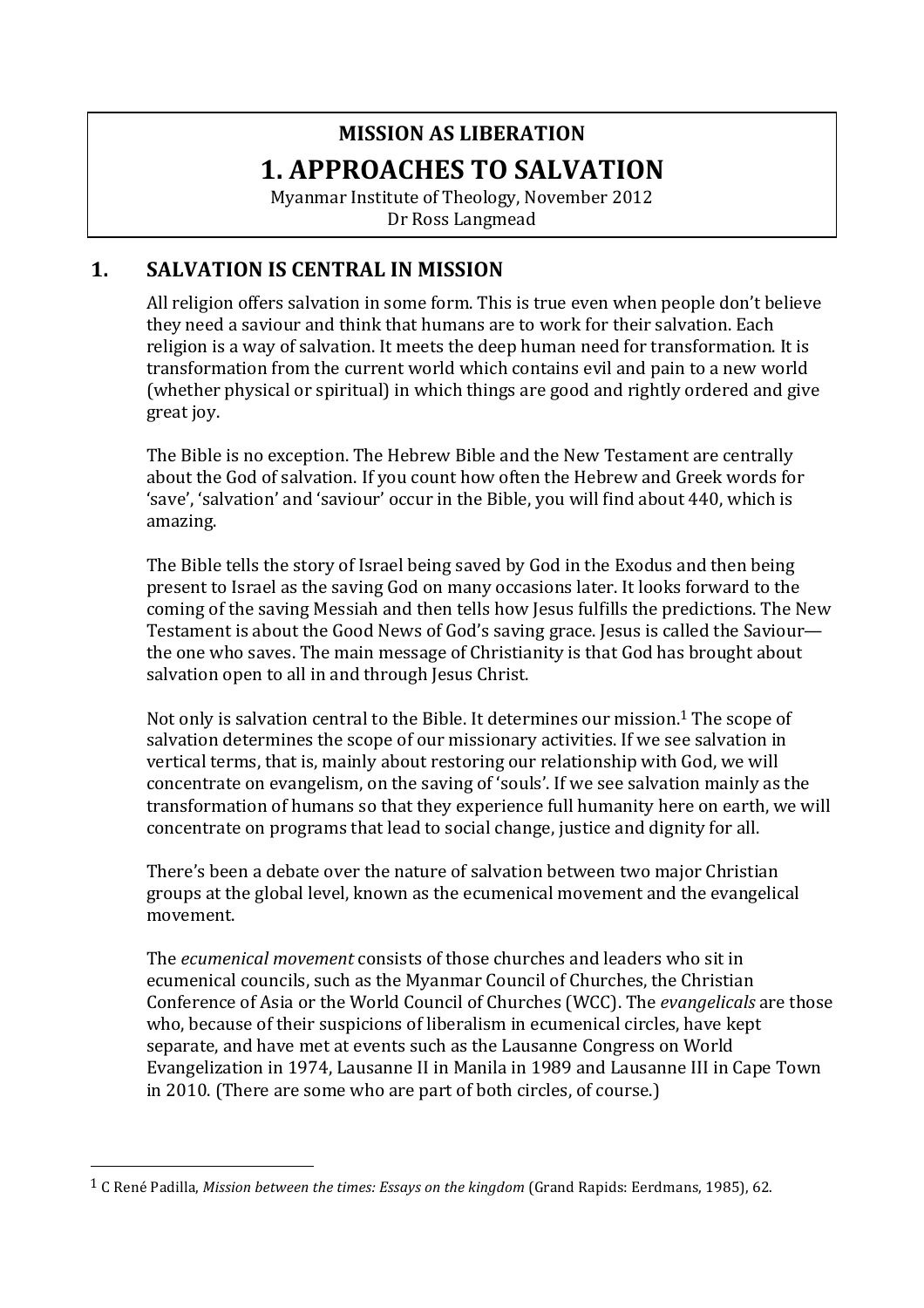**MISSION AS LIBERATION**

# 1. APPROACHES TO SALVATION

Myanmar Institute of Theology, November 2012
Dr Ross Langmead

## 1. SALVATION IS CENTRAL IN MISSION

All religion offers salvation in some form. This is true even when people don't believe they need a saviour and think that humans are to work for their salvation. Each religion is a way of salvation. It meets the deep human need for transformation. It is transformation from the current world which contains evil and pain to a new world (whether physical or spiritual) in which things are good and rightly ordered and give great joy.

The Bible is no exception. The Hebrew Bible and the New Testament are centrally about the God of salvation. If you count how often the Hebrew and Greek words for 'save', 'salvation' and 'saviour' occur in the Bible, you will find about 440, which is amazing.

The Bible tells the story of Israel being saved by God in the Exodus and then being present to Israel as the saving God on many occasions later. It looks forward to the coming of the saving Messiah and then tells how Jesus fulfills the predictions. The New Testament is about the Good News of God's saving grace. Jesus is called the Saviour—the one who saves. The main message of Christianity is that God has brought about salvation open to all in and through Jesus Christ.

Not only is salvation central to the Bible. It determines our mission.[1] The scope of salvation determines the scope of our missionary activities. If we see salvation in vertical terms, that is, mainly about restoring our relationship with God, we will concentrate on evangelism, on the saving of 'souls'. If we see salvation mainly as the transformation of humans so that they experience full humanity here on earth, we will concentrate on programs that lead to social change, justice and dignity for all.

There's been a debate over the nature of salvation between two major Christian groups at the global level, known as the ecumenical movement and the evangelical movement.

The *ecumenical movement* consists of those churches and leaders who sit in ecumenical councils, such as the Myanmar Council of Churches, the Christian Conference of Asia or the World Council of Churches (WCC). The *evangelicals* are those who, because of their suspicions of liberalism in ecumenical circles, have kept separate, and have met at events such as the Lausanne Congress on World Evangelization in 1974, Lausanne II in Manila in 1989 and Lausanne III in Cape Town in 2010. (There are some who are part of both circles, of course.)

---

[1] C René Padilla, *Mission between the times: Essays on the kingdom* (Grand Rapids: Eerdmans, 1985), 62.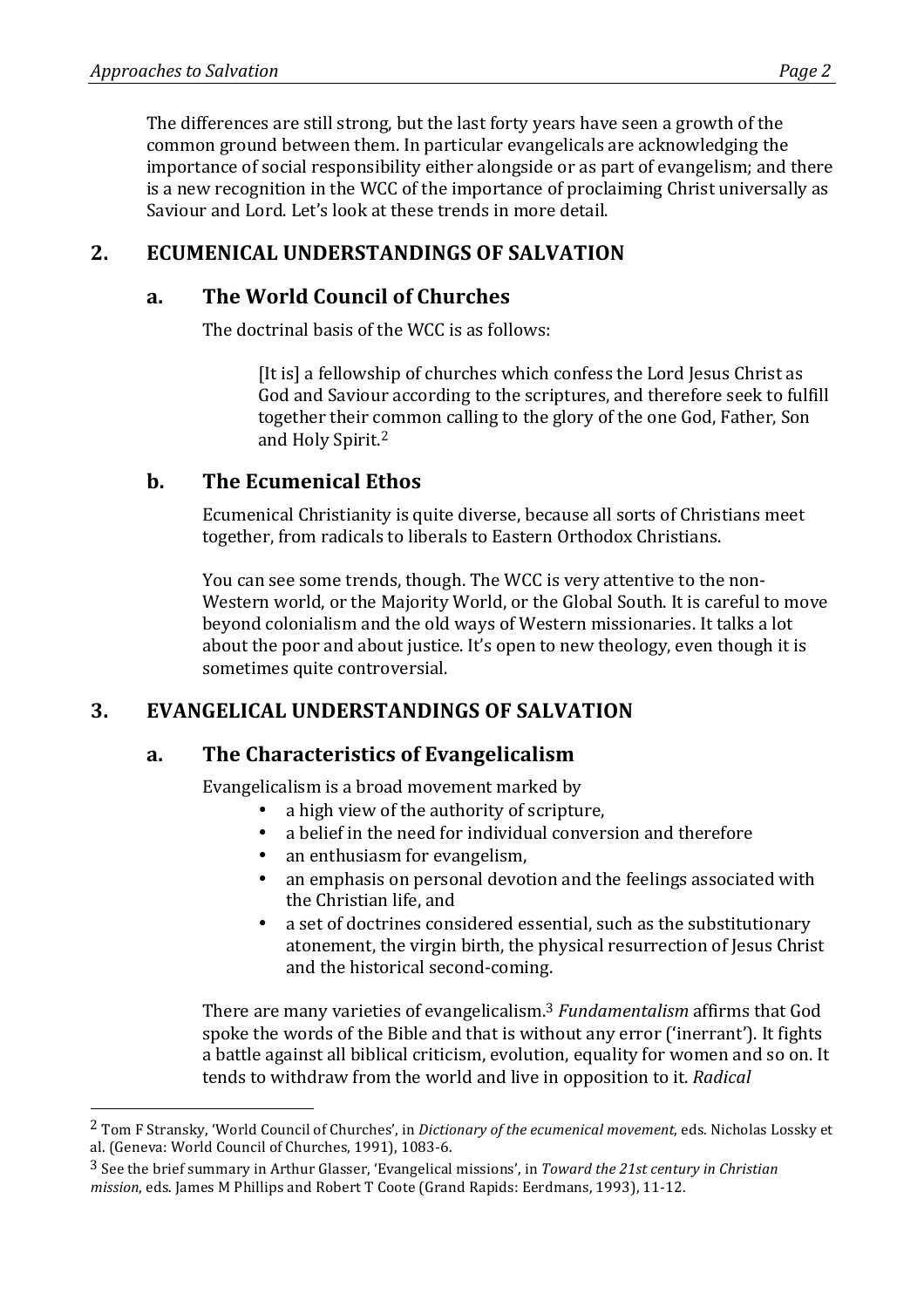The differences are still strong, but the last forty years have seen a growth of the common ground between them. In particular evangelicals are acknowledging the importance of social responsibility either alongside or as part of evangelism; and there is a new recognition in the WCC of the importance of proclaiming Christ universally as Saviour and Lord. Let's look at these trends in more detail.

## 2. ECUMENICAL UNDERSTANDINGS OF SALVATION

### a. The World Council of Churches

The doctrinal basis of the WCC is as follows:

> [It is] a fellowship of churches which confess the Lord Jesus Christ as God and Saviour according to the scriptures, and therefore seek to fulfill together their common calling to the glory of the one God, Father, Son and Holy Spirit.[2]

### b. The Ecumenical Ethos

Ecumenical Christianity is quite diverse, because all sorts of Christians meet together, from radicals to liberals to Eastern Orthodox Christians.

You can see some trends, though. The WCC is very attentive to the non-Western world, or the Majority World, or the Global South. It is careful to move beyond colonialism and the old ways of Western missionaries. It talks a lot about the poor and about justice. It's open to new theology, even though it is sometimes quite controversial.

## 3. EVANGELICAL UNDERSTANDINGS OF SALVATION

### a. The Characteristics of Evangelicalism

Evangelicalism is a broad movement marked by

- a high view of the authority of scripture,
- a belief in the need for individual conversion and therefore
- an enthusiasm for evangelism,
- an emphasis on personal devotion and the feelings associated with the Christian life, and
- a set of doctrines considered essential, such as the substitutionary atonement, the virgin birth, the physical resurrection of Jesus Christ and the historical second-coming.

There are many varieties of evangelicalism.[3] *Fundamentalism* affirms that God spoke the words of the Bible and that is without any error ('inerrant'). It fights a battle against all biblical criticism, evolution, equality for women and so on. It tends to withdraw from the world and live in opposition to it. *Radical*

---

[2] Tom F Stransky, 'World Council of Churches', in *Dictionary of the ecumenical movement*, eds. Nicholas Lossky et al. (Geneva: World Council of Churches, 1991), 1083-6.

[3] See the brief summary in Arthur Glasser, 'Evangelical missions', in *Toward the 21st century in Christian mission*, eds. James M Phillips and Robert T Coote (Grand Rapids: Eerdmans, 1993), 11-12.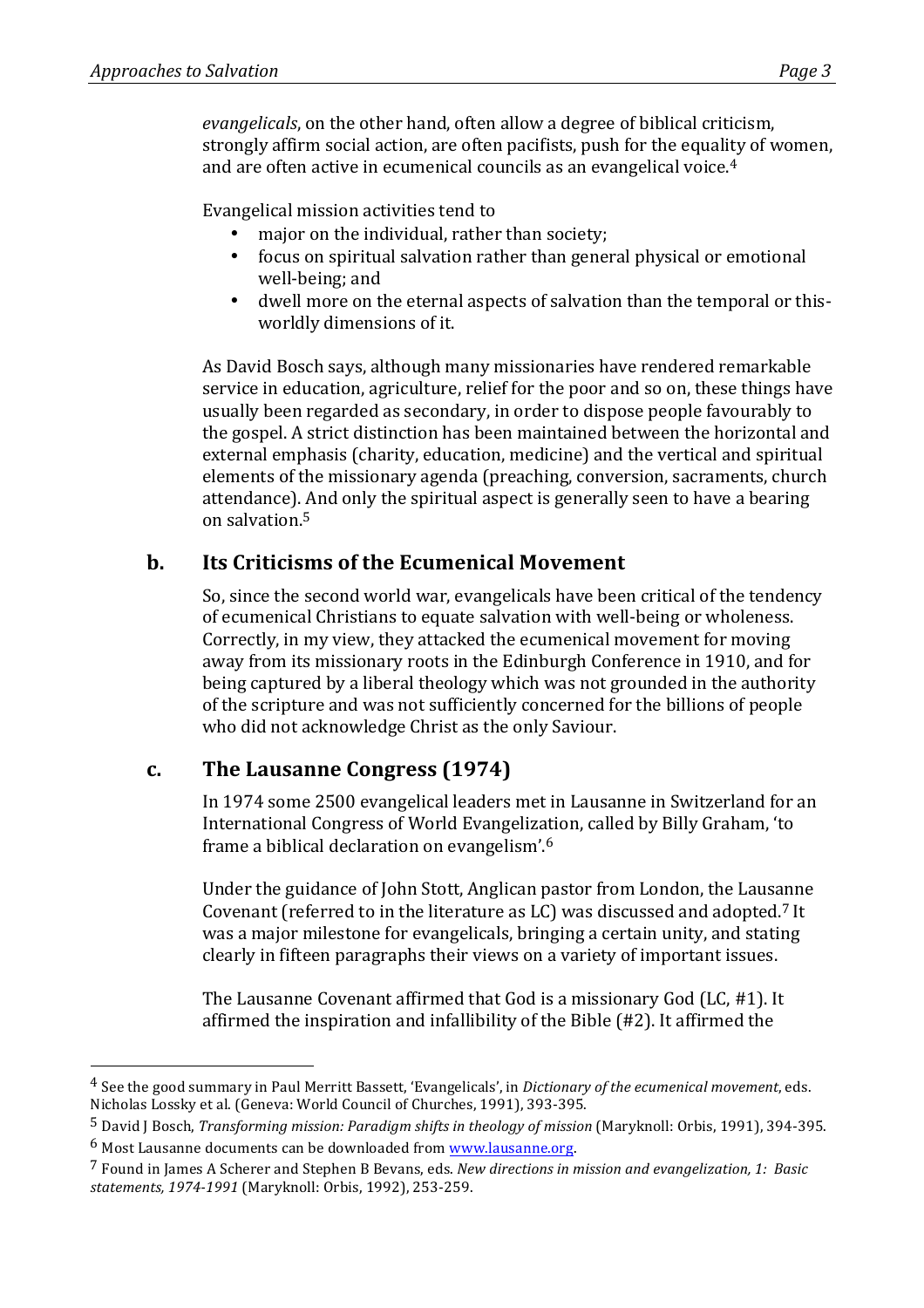*evangelicals*, on the other hand, often allow a degree of biblical criticism, strongly affirm social action, are often pacifists, push for the equality of women, and are often active in ecumenical councils as an evangelical voice.[4]

Evangelical mission activities tend to

- major on the individual, rather than society;
- focus on spiritual salvation rather than general physical or emotional well-being; and
- dwell more on the eternal aspects of salvation than the temporal or this-worldly dimensions of it.

As David Bosch says, although many missionaries have rendered remarkable service in education, agriculture, relief for the poor and so on, these things have usually been regarded as secondary, in order to dispose people favourably to the gospel. A strict distinction has been maintained between the horizontal and external emphasis (charity, education, medicine) and the vertical and spiritual elements of the missionary agenda (preaching, conversion, sacraments, church attendance). And only the spiritual aspect is generally seen to have a bearing on salvation.[5]

## b. Its Criticisms of the Ecumenical Movement

So, since the second world war, evangelicals have been critical of the tendency of ecumenical Christians to equate salvation with well-being or wholeness. Correctly, in my view, they attacked the ecumenical movement for moving away from its missionary roots in the Edinburgh Conference in 1910, and for being captured by a liberal theology which was not grounded in the authority of the scripture and was not sufficiently concerned for the billions of people who did not acknowledge Christ as the only Saviour.

## c. The Lausanne Congress (1974)

In 1974 some 2500 evangelical leaders met in Lausanne in Switzerland for an International Congress of World Evangelization, called by Billy Graham, 'to frame a biblical declaration on evangelism'.[6]

Under the guidance of John Stott, Anglican pastor from London, the Lausanne Covenant (referred to in the literature as LC) was discussed and adopted.[7] It was a major milestone for evangelicals, bringing a certain unity, and stating clearly in fifteen paragraphs their views on a variety of important issues.

The Lausanne Covenant affirmed that God is a missionary God (LC, #1). It affirmed the inspiration and infallibility of the Bible (#2). It affirmed the

---

[4] See the good summary in Paul Merritt Bassett, 'Evangelicals', in *Dictionary of the ecumenical movement*, eds. Nicholas Lossky et al. (Geneva: World Council of Churches, 1991), 393-395.

[5] David J Bosch, *Transforming mission: Paradigm shifts in theology of mission* (Maryknoll: Orbis, 1991), 394-395.

[6] Most Lausanne documents can be downloaded from www.lausanne.org.

[7] Found in James A Scherer and Stephen B Bevans, eds. *New directions in mission and evangelization, 1: Basic statements, 1974-1991* (Maryknoll: Orbis, 1992), 253-259.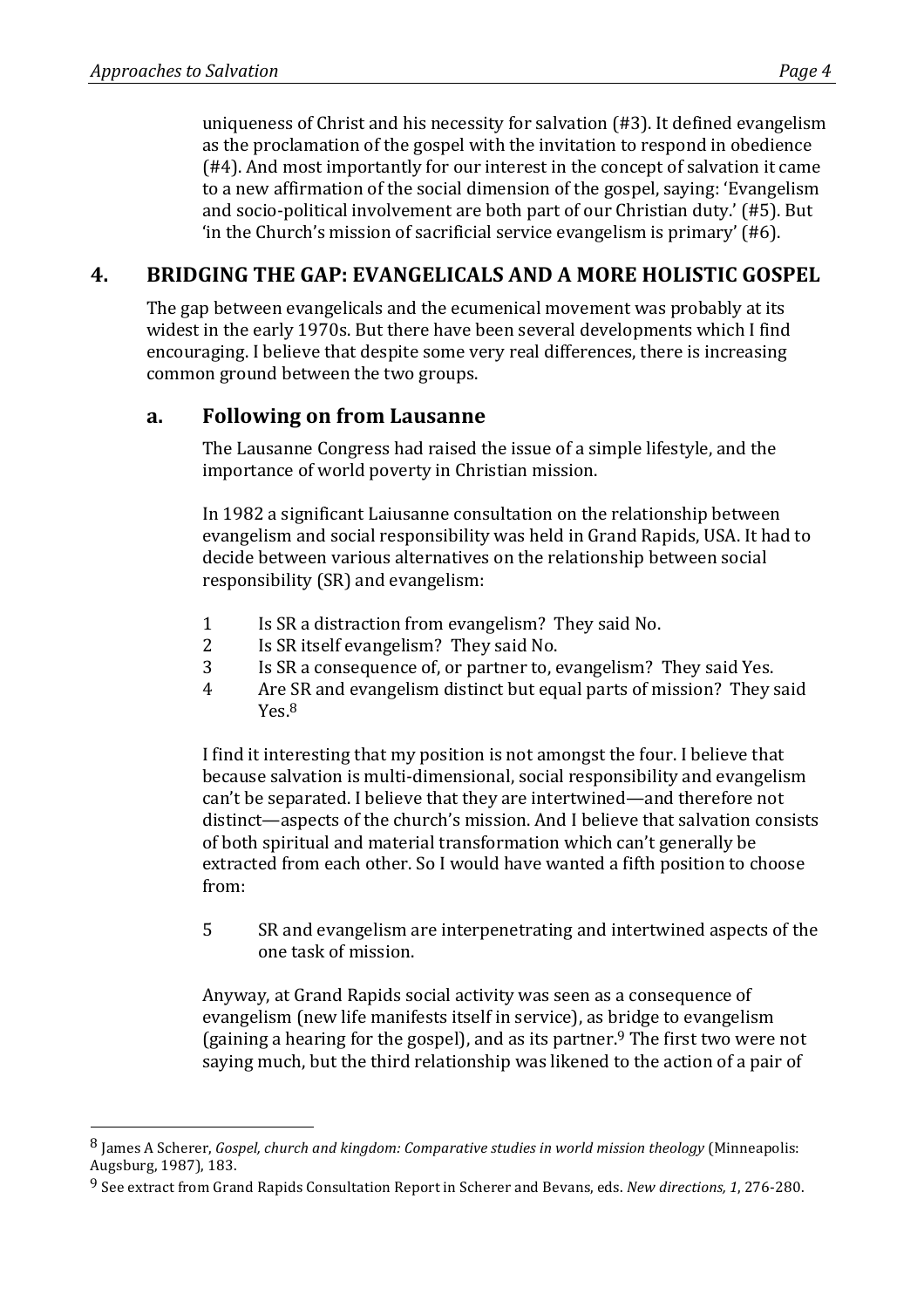uniqueness of Christ and his necessity for salvation (#3). It defined evangelism as the proclamation of the gospel with the invitation to respond in obedience (#4). And most importantly for our interest in the concept of salvation it came to a new affirmation of the social dimension of the gospel, saying: 'Evangelism and socio-political involvement are both part of our Christian duty.' (#5). But 'in the Church's mission of sacrificial service evangelism is primary' (#6).

## 4. BRIDGING THE GAP: EVANGELICALS AND A MORE HOLISTIC GOSPEL

The gap between evangelicals and the ecumenical movement was probably at its widest in the early 1970s. But there have been several developments which I find encouraging. I believe that despite some very real differences, there is increasing common ground between the two groups.

### a. Following on from Lausanne

The Lausanne Congress had raised the issue of a simple lifestyle, and the importance of world poverty in Christian mission.

In 1982 a significant Laiusanne consultation on the relationship between evangelism and social responsibility was held in Grand Rapids, USA. It had to decide between various alternatives on the relationship between social responsibility (SR) and evangelism:

1. Is SR a distraction from evangelism? They said No.
2. Is SR itself evangelism? They said No.
3. Is SR a consequence of, or partner to, evangelism? They said Yes.
4. Are SR and evangelism distinct but equal parts of mission? They said Yes.[8]

I find it interesting that my position is not amongst the four. I believe that because salvation is multi-dimensional, social responsibility and evangelism can't be separated. I believe that they are intertwined—and therefore not distinct—aspects of the church's mission. And I believe that salvation consists of both spiritual and material transformation which can't generally be extracted from each other. So I would have wanted a fifth position to choose from:

5. SR and evangelism are interpenetrating and intertwined aspects of the one task of mission.

Anyway, at Grand Rapids social activity was seen as a consequence of evangelism (new life manifests itself in service), as bridge to evangelism (gaining a hearing for the gospel), and as its partner.[9] The first two were not saying much, but the third relationship was likened to the action of a pair of

---

[8] James A Scherer, *Gospel, church and kingdom: Comparative studies in world mission theology* (Minneapolis: Augsburg, 1987), 183.

[9] See extract from Grand Rapids Consultation Report in Scherer and Bevans, eds. *New directions, 1*, 276-280.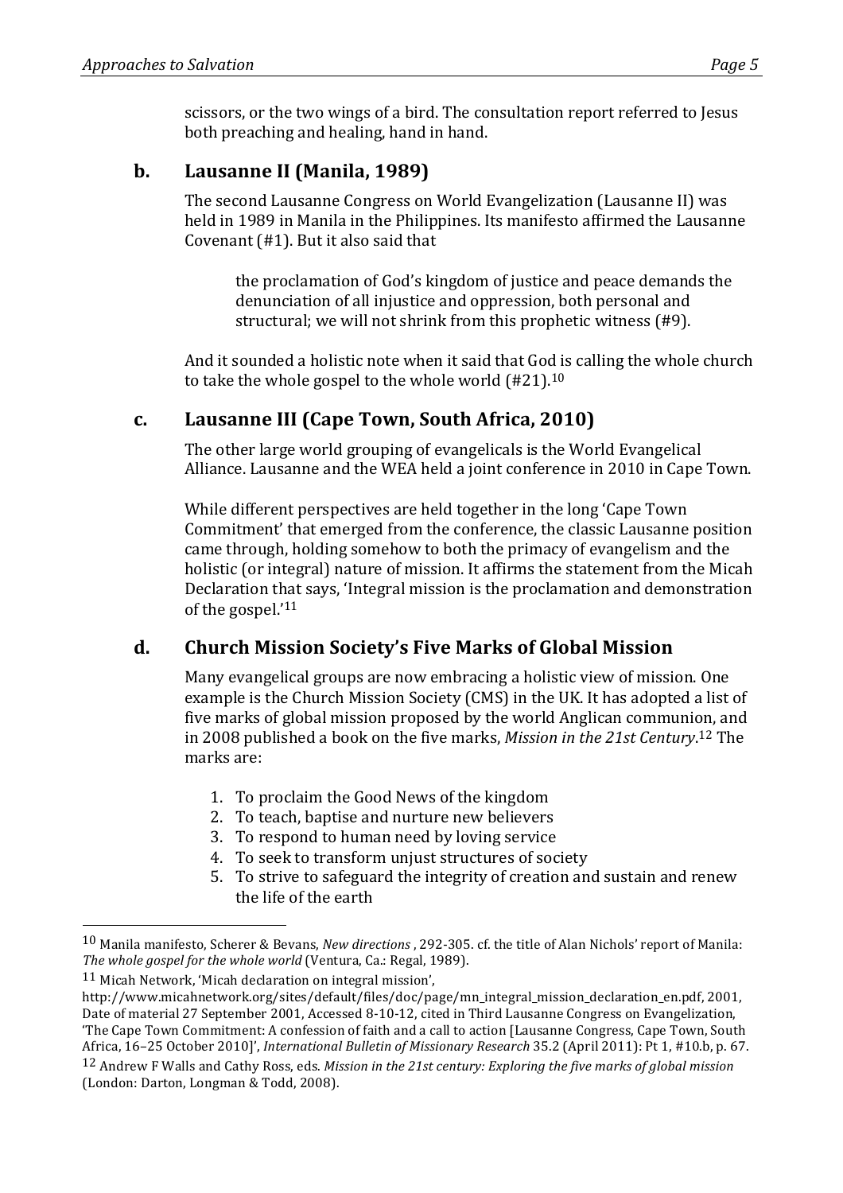scissors, or the two wings of a bird. The consultation report referred to Jesus both preaching and healing, hand in hand.

### b. Lausanne II (Manila, 1989)

The second Lausanne Congress on World Evangelization (Lausanne II) was held in 1989 in Manila in the Philippines. Its manifesto affirmed the Lausanne Covenant (#1). But it also said that

> the proclamation of God's kingdom of justice and peace demands the denunciation of all injustice and oppression, both personal and structural; we will not shrink from this prophetic witness (#9).

And it sounded a holistic note when it said that God is calling the whole church to take the whole gospel to the whole world (#21).[10]

### c. Lausanne III (Cape Town, South Africa, 2010)

The other large world grouping of evangelicals is the World Evangelical Alliance. Lausanne and the WEA held a joint conference in 2010 in Cape Town.

While different perspectives are held together in the long 'Cape Town Commitment' that emerged from the conference, the classic Lausanne position came through, holding somehow to both the primacy of evangelism and the holistic (or integral) nature of mission. It affirms the statement from the Micah Declaration that says, 'Integral mission is the proclamation and demonstration of the gospel.'[11]

### d. Church Mission Society's Five Marks of Global Mission

Many evangelical groups are now embracing a holistic view of mission. One example is the Church Mission Society (CMS) in the UK. It has adopted a list of five marks of global mission proposed by the world Anglican communion, and in 2008 published a book on the five marks, *Mission in the 21st Century*.[12] The marks are:

1. To proclaim the Good News of the kingdom
2. To teach, baptise and nurture new believers
3. To respond to human need by loving service
4. To seek to transform unjust structures of society
5. To strive to safeguard the integrity of creation and sustain and renew the life of the earth

---

[10] Manila manifesto, Scherer & Bevans, *New directions* , 292-305. cf. the title of Alan Nichols' report of Manila: *The whole gospel for the whole world* (Ventura, Ca.: Regal, 1989).

[11] Micah Network, 'Micah declaration on integral mission', http://www.micahnetwork.org/sites/default/files/doc/page/mn_integral_mission_declaration_en.pdf, 2001, Date of material 27 September 2001, Accessed 8-10-12, cited in Third Lausanne Congress on Evangelization, 'The Cape Town Commitment: A confession of faith and a call to action [Lausanne Congress, Cape Town, South Africa, 16–25 October 2010]', *International Bulletin of Missionary Research* 35.2 (April 2011): Pt 1, #10.b, p. 67.

[12] Andrew F Walls and Cathy Ross, eds. *Mission in the 21st century: Exploring the five marks of global mission* (London: Darton, Longman & Todd, 2008).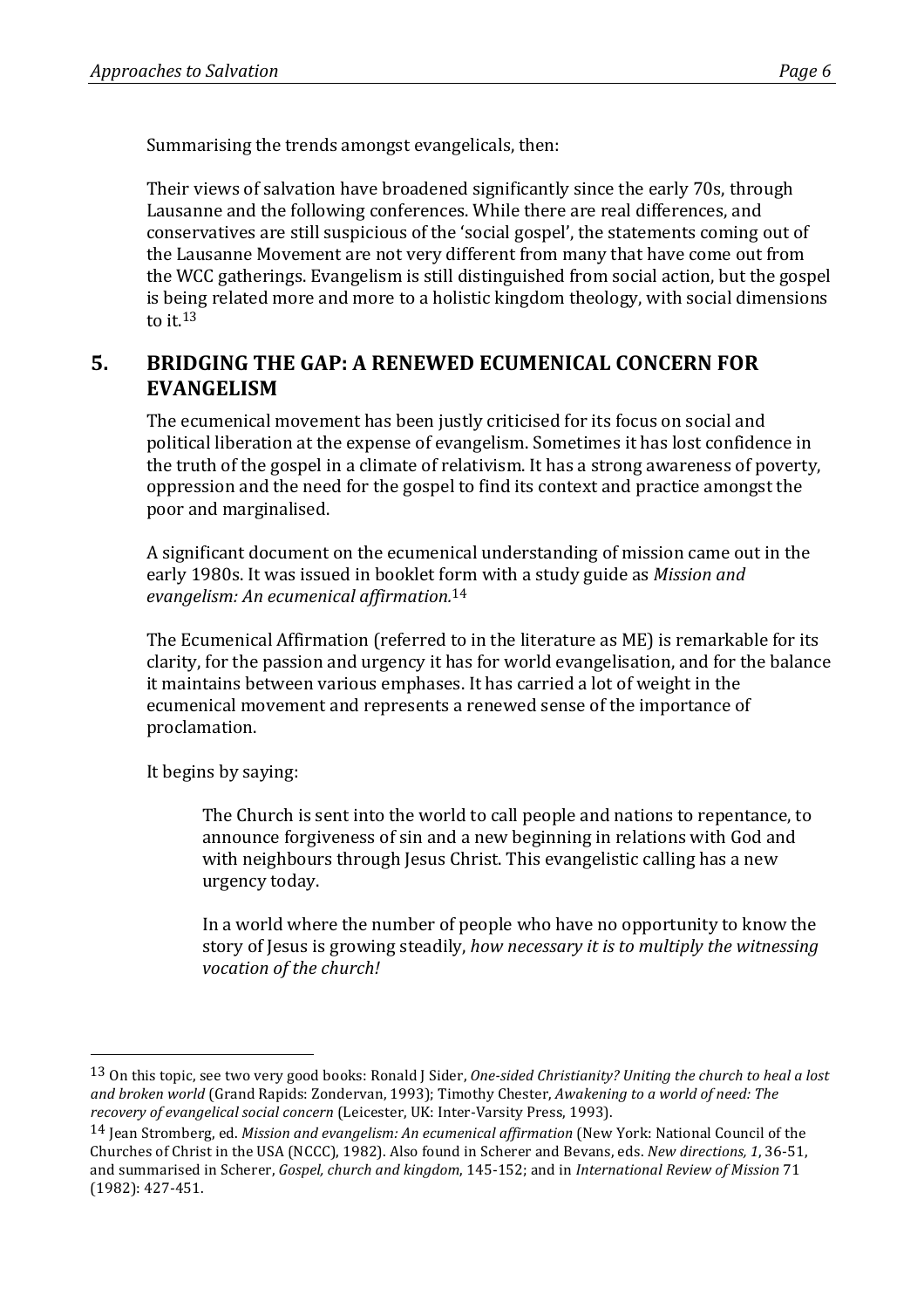Summarising the trends amongst evangelicals, then:

Their views of salvation have broadened significantly since the early 70s, through Lausanne and the following conferences. While there are real differences, and conservatives are still suspicious of the 'social gospel', the statements coming out of the Lausanne Movement are not very different from many that have come out from the WCC gatherings. Evangelism is still distinguished from social action, but the gospel is being related more and more to a holistic kingdom theology, with social dimensions to it.[13]

## 5. BRIDGING THE GAP: A RENEWED ECUMENICAL CONCERN FOR EVANGELISM

The ecumenical movement has been justly criticised for its focus on social and political liberation at the expense of evangelism. Sometimes it has lost confidence in the truth of the gospel in a climate of relativism. It has a strong awareness of poverty, oppression and the need for the gospel to find its context and practice amongst the poor and marginalised.

A significant document on the ecumenical understanding of mission came out in the early 1980s. It was issued in booklet form with a study guide as *Mission and evangelism: An ecumenical affirmation.*[14]

The Ecumenical Affirmation (referred to in the literature as ME) is remarkable for its clarity, for the passion and urgency it has for world evangelisation, and for the balance it maintains between various emphases. It has carried a lot of weight in the ecumenical movement and represents a renewed sense of the importance of proclamation.

It begins by saying:

> The Church is sent into the world to call people and nations to repentance, to announce forgiveness of sin and a new beginning in relations with God and with neighbours through Jesus Christ. This evangelistic calling has a new urgency today.
>
> In a world where the number of people who have no opportunity to know the story of Jesus is growing steadily, *how necessary it is to multiply the witnessing vocation of the church!*

---

[13] On this topic, see two very good books: Ronald J Sider, *One-sided Christianity? Uniting the church to heal a lost and broken world* (Grand Rapids: Zondervan, 1993); Timothy Chester, *Awakening to a world of need: The recovery of evangelical social concern* (Leicester, UK: Inter-Varsity Press, 1993).

[14] Jean Stromberg, ed. *Mission and evangelism: An ecumenical affirmation* (New York: National Council of the Churches of Christ in the USA (NCCC), 1982). Also found in Scherer and Bevans, eds. *New directions, 1*, 36-51, and summarised in Scherer, *Gospel, church and kingdom*, 145-152; and in *International Review of Mission* 71 (1982): 427-451.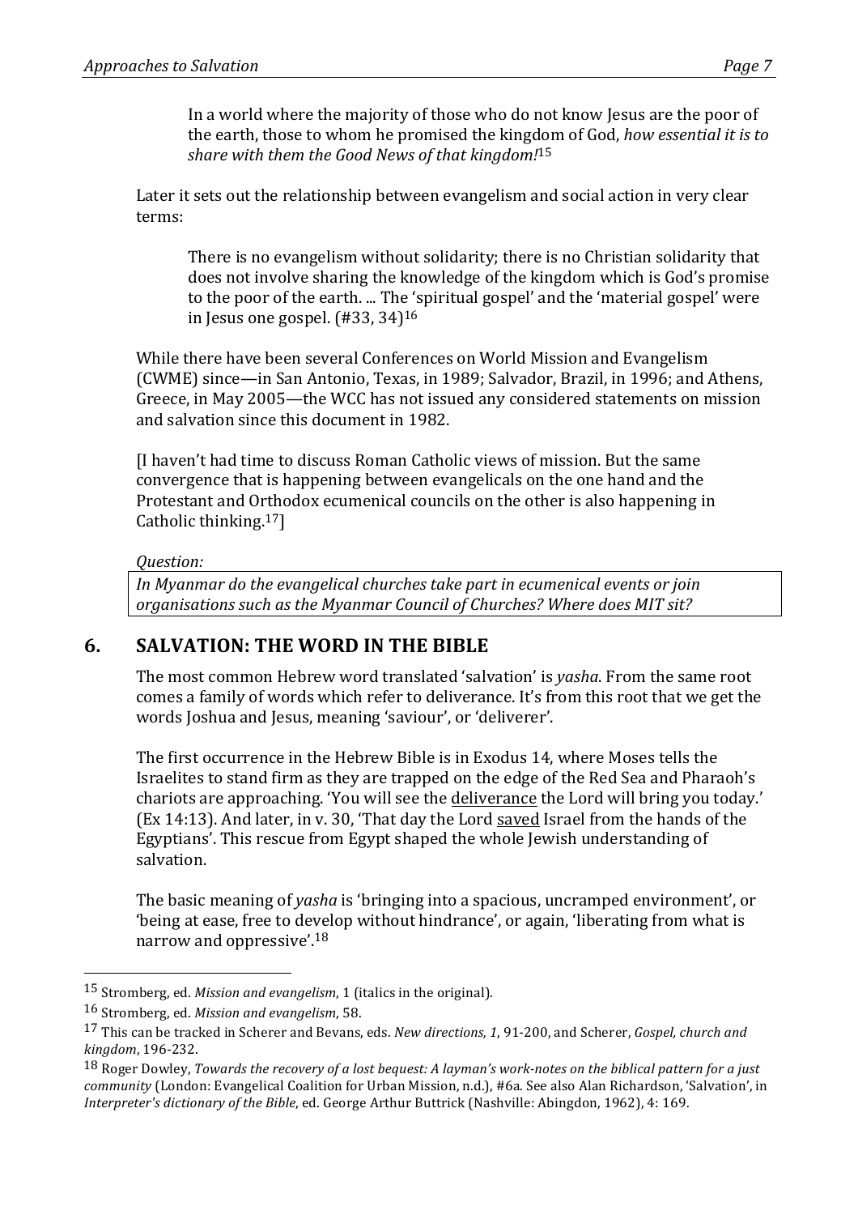> In a world where the majority of those who do not know Jesus are the poor of the earth, those to whom he promised the kingdom of God, *how essential it is to share with them the Good News of that kingdom!*[15]

Later it sets out the relationship between evangelism and social action in very clear terms:

> There is no evangelism without solidarity; there is no Christian solidarity that does not involve sharing the knowledge of the kingdom which is God's promise to the poor of the earth. ... The 'spiritual gospel' and the 'material gospel' were in Jesus one gospel. (#33, 34)[16]

While there have been several Conferences on World Mission and Evangelism (CWME) since—in San Antonio, Texas, in 1989; Salvador, Brazil, in 1996; and Athens, Greece, in May 2005—the WCC has not issued any considered statements on mission and salvation since this document in 1982.

[I haven't had time to discuss Roman Catholic views of mission. But the same convergence that is happening between evangelicals on the one hand and the Protestant and Orthodox ecumenical councils on the other is also happening in Catholic thinking.[17]]

*Question:*

*In Myanmar do the evangelical churches take part in ecumenical events or join organisations such as the Myanmar Council of Churches? Where does MIT sit?*

## 6. SALVATION: THE WORD IN THE BIBLE

The most common Hebrew word translated 'salvation' is *yasha*. From the same root comes a family of words which refer to deliverance. It's from this root that we get the words Joshua and Jesus, meaning 'saviour', or 'deliverer'.

The first occurrence in the Hebrew Bible is in Exodus 14, where Moses tells the Israelites to stand firm as they are trapped on the edge of the Red Sea and Pharaoh's chariots are approaching. 'You will see the <u>deliverance</u> the Lord will bring you today.' (Ex 14:13). And later, in v. 30, 'That day the Lord <u>saved</u> Israel from the hands of the Egyptians'. This rescue from Egypt shaped the whole Jewish understanding of salvation.

The basic meaning of *yasha* is 'bringing into a spacious, uncramped environment', or 'being at ease, free to develop without hindrance', or again, 'liberating from what is narrow and oppressive'.[18]

---

[15] Stromberg, ed. *Mission and evangelism*, 1 (italics in the original).

[16] Stromberg, ed. *Mission and evangelism*, 58.

[17] This can be tracked in Scherer and Bevans, eds. *New directions, 1*, 91-200, and Scherer, *Gospel, church and kingdom*, 196-232.

[18] Roger Dowley, *Towards the recovery of a lost bequest: A layman's work-notes on the biblical pattern for a just community* (London: Evangelical Coalition for Urban Mission, n.d.), #6a. See also Alan Richardson, 'Salvation', in *Interpreter's dictionary of the Bible*, ed. George Arthur Buttrick (Nashville: Abingdon, 1962), 4: 169.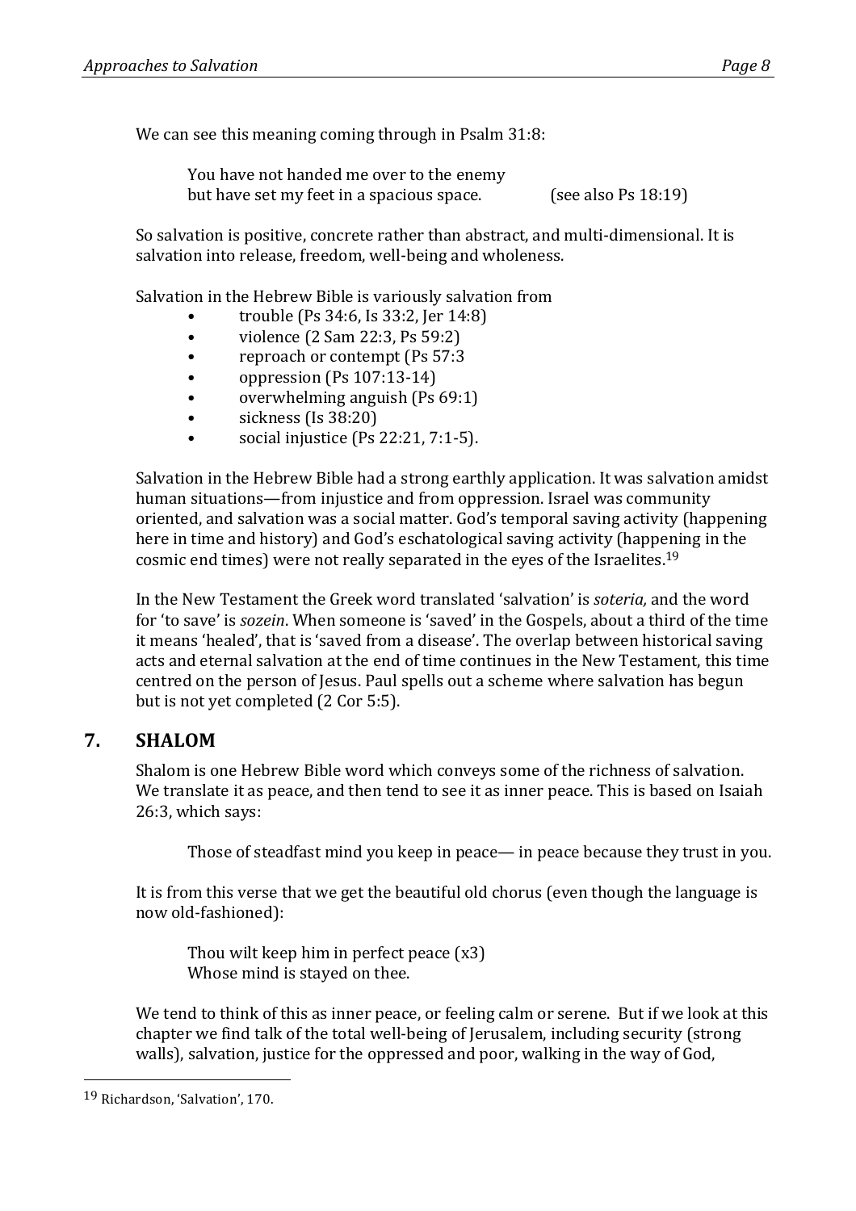We can see this meaning coming through in Psalm 31:8:

> You have not handed me over to the enemy
> but have set my feet in a spacious space. (see also Ps 18:19)

So salvation is positive, concrete rather than abstract, and multi-dimensional. It is salvation into release, freedom, well-being and wholeness.

Salvation in the Hebrew Bible is variously salvation from

- trouble (Ps 34:6, Is 33:2, Jer 14:8)
- violence (2 Sam 22:3, Ps 59:2)
- reproach or contempt (Ps 57:3
- oppression (Ps 107:13-14)
- overwhelming anguish (Ps 69:1)
- sickness (Is 38:20)
- social injustice (Ps 22:21, 7:1-5).

Salvation in the Hebrew Bible had a strong earthly application. It was salvation amidst human situations—from injustice and from oppression. Israel was community oriented, and salvation was a social matter. God's temporal saving activity (happening here in time and history) and God's eschatological saving activity (happening in the cosmic end times) were not really separated in the eyes of the Israelites.[19]

In the New Testament the Greek word translated 'salvation' is *soteria,* and the word for 'to save' is *sozein*. When someone is 'saved' in the Gospels, about a third of the time it means 'healed', that is 'saved from a disease'. The overlap between historical saving acts and eternal salvation at the end of time continues in the New Testament, this time centred on the person of Jesus. Paul spells out a scheme where salvation has begun but is not yet completed (2 Cor 5:5).

## 7. SHALOM

Shalom is one Hebrew Bible word which conveys some of the richness of salvation. We translate it as peace, and then tend to see it as inner peace. This is based on Isaiah 26:3, which says:

> Those of steadfast mind you keep in peace— in peace because they trust in you.

It is from this verse that we get the beautiful old chorus (even though the language is now old-fashioned):

> Thou wilt keep him in perfect peace (x3)
> Whose mind is stayed on thee.

We tend to think of this as inner peace, or feeling calm or serene. But if we look at this chapter we find talk of the total well-being of Jerusalem, including security (strong walls), salvation, justice for the oppressed and poor, walking in the way of God,

---

[19] Richardson, 'Salvation', 170.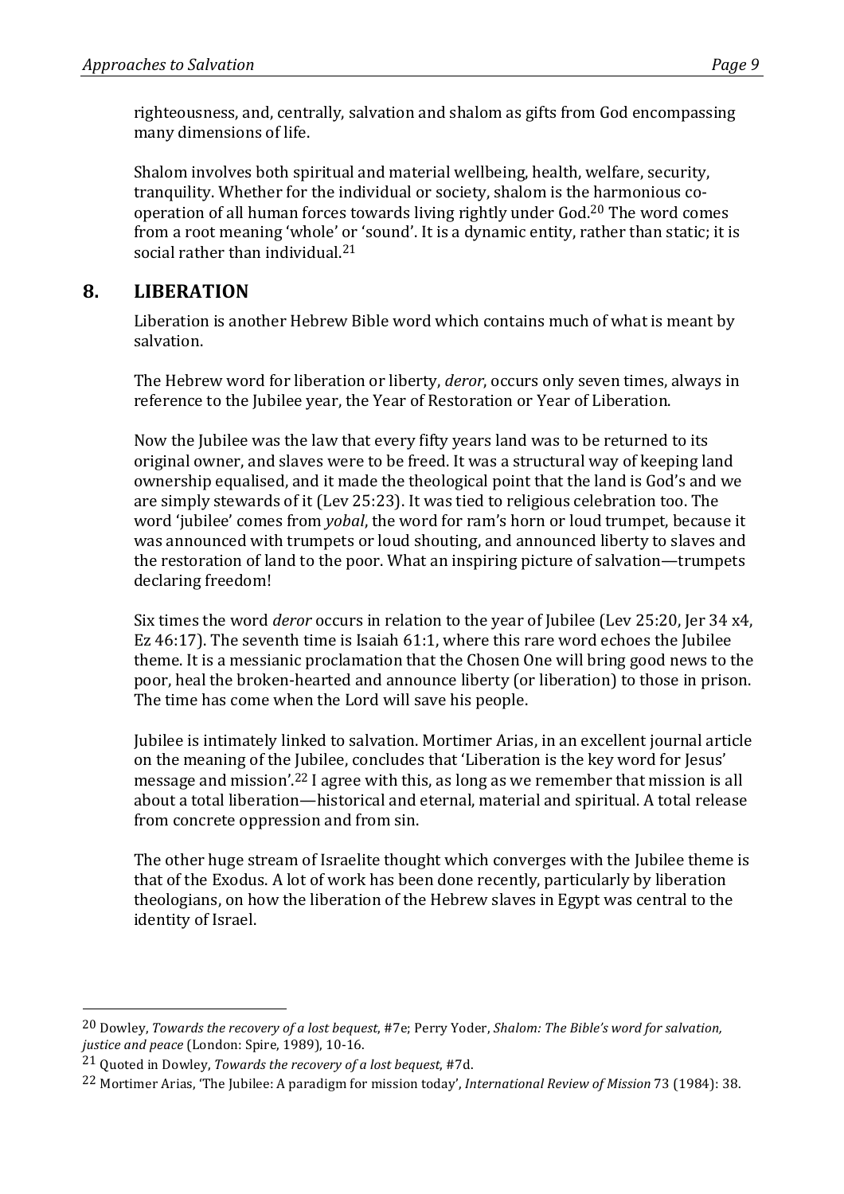righteousness, and, centrally, salvation and shalom as gifts from God encompassing many dimensions of life.

Shalom involves both spiritual and material wellbeing, health, welfare, security, tranquility. Whether for the individual or society, shalom is the harmonious co-operation of all human forces towards living rightly under God.[20] The word comes from a root meaning 'whole' or 'sound'. It is a dynamic entity, rather than static; it is social rather than individual.[21]

## 8. LIBERATION

Liberation is another Hebrew Bible word which contains much of what is meant by salvation.

The Hebrew word for liberation or liberty, *deror*, occurs only seven times, always in reference to the Jubilee year, the Year of Restoration or Year of Liberation.

Now the Jubilee was the law that every fifty years land was to be returned to its original owner, and slaves were to be freed. It was a structural way of keeping land ownership equalised, and it made the theological point that the land is God's and we are simply stewards of it (Lev 25:23). It was tied to religious celebration too. The word 'jubilee' comes from *yobal*, the word for ram's horn or loud trumpet, because it was announced with trumpets or loud shouting, and announced liberty to slaves and the restoration of land to the poor. What an inspiring picture of salvation—trumpets declaring freedom!

Six times the word *deror* occurs in relation to the year of Jubilee (Lev 25:20, Jer 34 x4, Ez 46:17). The seventh time is Isaiah 61:1, where this rare word echoes the Jubilee theme. It is a messianic proclamation that the Chosen One will bring good news to the poor, heal the broken-hearted and announce liberty (or liberation) to those in prison. The time has come when the Lord will save his people.

Jubilee is intimately linked to salvation. Mortimer Arias, in an excellent journal article on the meaning of the Jubilee, concludes that 'Liberation is the key word for Jesus' message and mission'.[22] I agree with this, as long as we remember that mission is all about a total liberation—historical and eternal, material and spiritual. A total release from concrete oppression and from sin.

The other huge stream of Israelite thought which converges with the Jubilee theme is that of the Exodus. A lot of work has been done recently, particularly by liberation theologians, on how the liberation of the Hebrew slaves in Egypt was central to the identity of Israel.

---

[20] Dowley, *Towards the recovery of a lost bequest*, #7e; Perry Yoder, *Shalom: The Bible's word for salvation, justice and peace* (London: Spire, 1989), 10-16.

[21] Quoted in Dowley, *Towards the recovery of a lost bequest*, #7d.

[22] Mortimer Arias, 'The Jubilee: A paradigm for mission today', *International Review of Mission* 73 (1984): 38.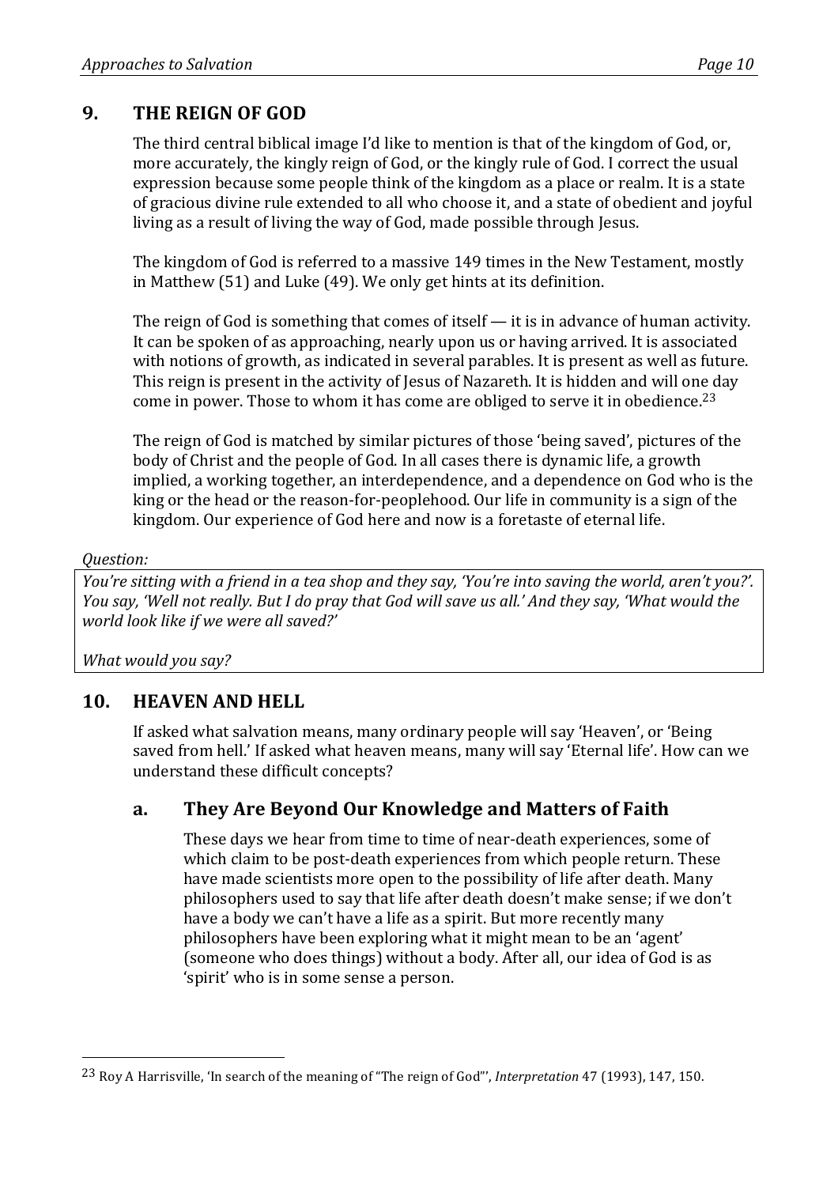## 9. THE REIGN OF GOD

The third central biblical image I'd like to mention is that of the kingdom of God, or, more accurately, the kingly reign of God, or the kingly rule of God. I correct the usual expression because some people think of the kingdom as a place or realm. It is a state of gracious divine rule extended to all who choose it, and a state of obedient and joyful living as a result of living the way of God, made possible through Jesus.

The kingdom of God is referred to a massive 149 times in the New Testament, mostly in Matthew (51) and Luke (49). We only get hints at its definition.

The reign of God is something that comes of itself — it is in advance of human activity. It can be spoken of as approaching, nearly upon us or having arrived. It is associated with notions of growth, as indicated in several parables. It is present as well as future. This reign is present in the activity of Jesus of Nazareth. It is hidden and will one day come in power. Those to whom it has come are obliged to serve it in obedience.[23]

The reign of God is matched by similar pictures of those 'being saved', pictures of the body of Christ and the people of God. In all cases there is dynamic life, a growth implied, a working together, an interdependence, and a dependence on God who is the king or the head or the reason-for-peoplehood. Our life in community is a sign of the kingdom. Our experience of God here and now is a foretaste of eternal life.

*Question:*

*You're sitting with a friend in a tea shop and they say, 'You're into saving the world, aren't you?'. You say, 'Well not really. But I do pray that God will save us all.' And they say, 'What would the world look like if we were all saved?'*

*What would you say?*

## 10. HEAVEN AND HELL

If asked what salvation means, many ordinary people will say 'Heaven', or 'Being saved from hell.' If asked what heaven means, many will say 'Eternal life'. How can we understand these difficult concepts?

### a. They Are Beyond Our Knowledge and Matters of Faith

These days we hear from time to time of near-death experiences, some of which claim to be post-death experiences from which people return. These have made scientists more open to the possibility of life after death. Many philosophers used to say that life after death doesn't make sense; if we don't have a body we can't have a life as a spirit. But more recently many philosophers have been exploring what it might mean to be an 'agent' (someone who does things) without a body. After all, our idea of God is as 'spirit' who is in some sense a person.

---

[23] Roy A Harrisville, 'In search of the meaning of "The reign of God"', *Interpretation* 47 (1993), 147, 150.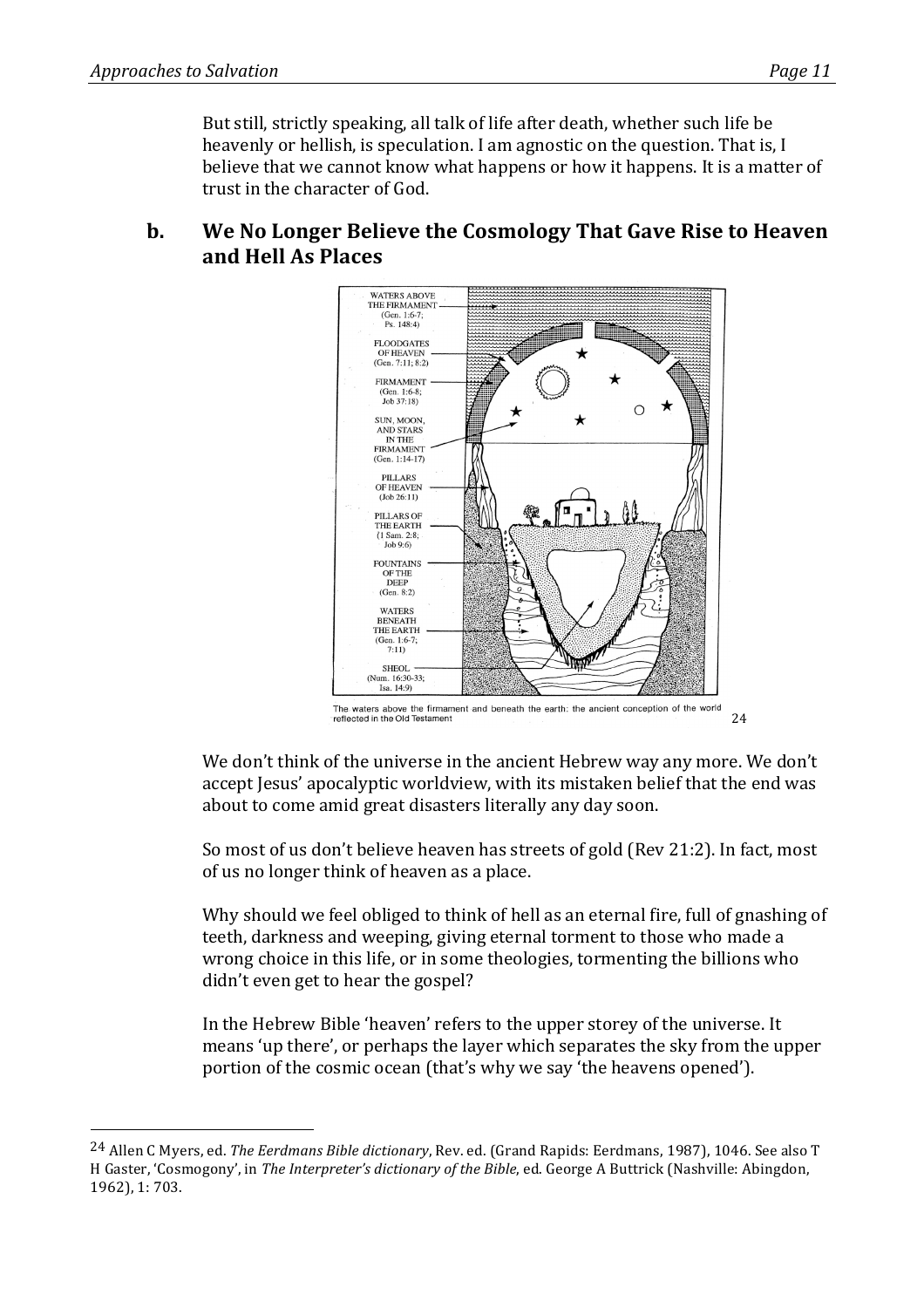But still, strictly speaking, all talk of life after death, whether such life be heavenly or hellish, is speculation. I am agnostic on the question. That is, I believe that we cannot know what happens or how it happens. It is a matter of trust in the character of God.

## b. We No Longer Believe the Cosmology That Gave Rise to Heaven and Hell As Places

The waters above the firmament and beneath the earth: the ancient conception of the world reflected in the Old Testament [24]

We don't think of the universe in the ancient Hebrew way any more. We don't accept Jesus' apocalyptic worldview, with its mistaken belief that the end was about to come amid great disasters literally any day soon.

So most of us don't believe heaven has streets of gold (Rev 21:2). In fact, most of us no longer think of heaven as a place.

Why should we feel obliged to think of hell as an eternal fire, full of gnashing of teeth, darkness and weeping, giving eternal torment to those who made a wrong choice in this life, or in some theologies, tormenting the billions who didn't even get to hear the gospel?

In the Hebrew Bible 'heaven' refers to the upper storey of the universe. It means 'up there', or perhaps the layer which separates the sky from the upper portion of the cosmic ocean (that's why we say 'the heavens opened').

---

[24] Allen C Myers, ed. *The Eerdmans Bible dictionary*, Rev. ed. (Grand Rapids: Eerdmans, 1987), 1046. See also T H Gaster, 'Cosmogony', in *The Interpreter's dictionary of the Bible*, ed. George A Buttrick (Nashville: Abingdon, 1962), 1: 703.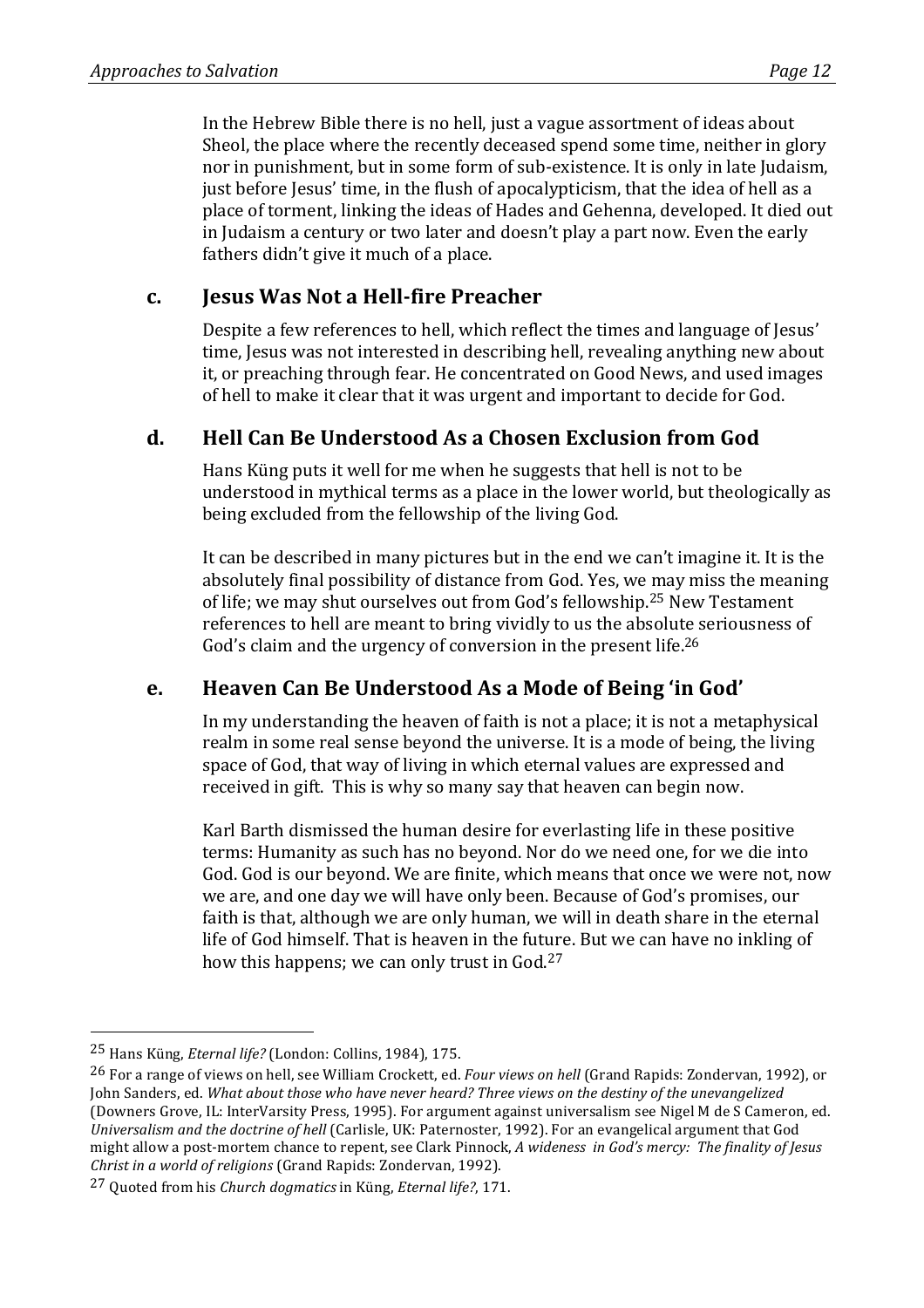In the Hebrew Bible there is no hell, just a vague assortment of ideas about Sheol, the place where the recently deceased spend some time, neither in glory nor in punishment, but in some form of sub-existence. It is only in late Judaism, just before Jesus' time, in the flush of apocalypticism, that the idea of hell as a place of torment, linking the ideas of Hades and Gehenna, developed. It died out in Judaism a century or two later and doesn't play a part now. Even the early fathers didn't give it much of a place.

## c. Jesus Was Not a Hell-fire Preacher

Despite a few references to hell, which reflect the times and language of Jesus' time, Jesus was not interested in describing hell, revealing anything new about it, or preaching through fear. He concentrated on Good News, and used images of hell to make it clear that it was urgent and important to decide for God.

## d. Hell Can Be Understood As a Chosen Exclusion from God

Hans Küng puts it well for me when he suggests that hell is not to be understood in mythical terms as a place in the lower world, but theologically as being excluded from the fellowship of the living God.

It can be described in many pictures but in the end we can't imagine it. It is the absolutely final possibility of distance from God. Yes, we may miss the meaning of life; we may shut ourselves out from God's fellowship.[25] New Testament references to hell are meant to bring vividly to us the absolute seriousness of God's claim and the urgency of conversion in the present life.[26]

## e. Heaven Can Be Understood As a Mode of Being 'in God'

In my understanding the heaven of faith is not a place; it is not a metaphysical realm in some real sense beyond the universe. It is a mode of being, the living space of God, that way of living in which eternal values are expressed and received in gift. This is why so many say that heaven can begin now.

Karl Barth dismissed the human desire for everlasting life in these positive terms: Humanity as such has no beyond. Nor do we need one, for we die into God. God is our beyond. We are finite, which means that once we were not, now we are, and one day we will have only been. Because of God's promises, our faith is that, although we are only human, we will in death share in the eternal life of God himself. That is heaven in the future. But we can have no inkling of how this happens; we can only trust in God.[27]

---

[25] Hans Küng, *Eternal life?* (London: Collins, 1984), 175.

[26] For a range of views on hell, see William Crockett, ed. *Four views on hell* (Grand Rapids: Zondervan, 1992), or John Sanders, ed. *What about those who have never heard? Three views on the destiny of the unevangelized* (Downers Grove, IL: InterVarsity Press, 1995). For argument against universalism see Nigel M de S Cameron, ed. *Universalism and the doctrine of hell* (Carlisle, UK: Paternoster, 1992). For an evangelical argument that God might allow a post-mortem chance to repent, see Clark Pinnock, *A wideness in God's mercy: The finality of Jesus Christ in a world of religions* (Grand Rapids: Zondervan, 1992).

[27] Quoted from his *Church dogmatics* in Küng, *Eternal life?*, 171.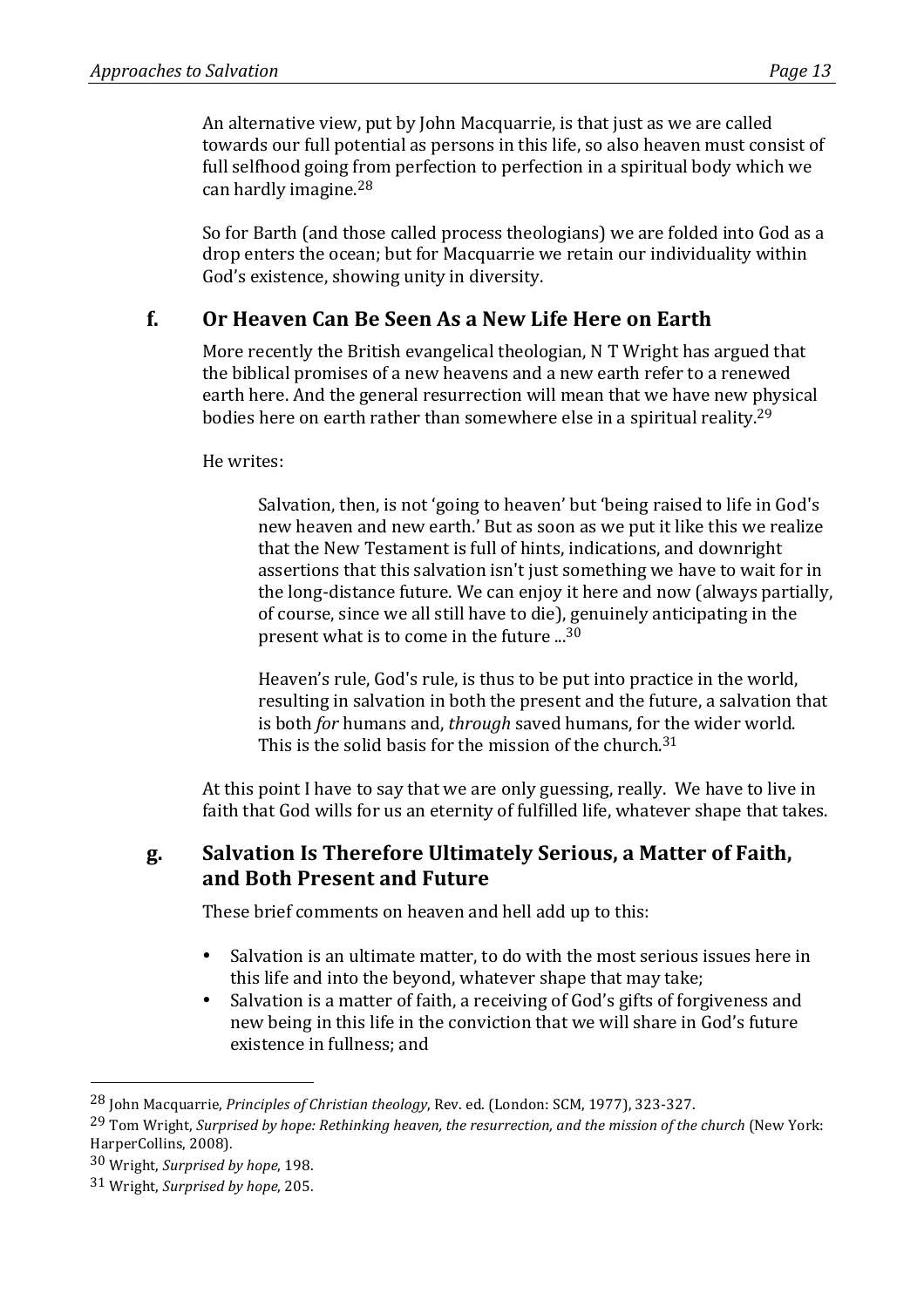An alternative view, put by John Macquarrie, is that just as we are called towards our full potential as persons in this life, so also heaven must consist of full selfhood going from perfection to perfection in a spiritual body which we can hardly imagine.[28]

So for Barth (and those called process theologians) we are folded into God as a drop enters the ocean; but for Macquarrie we retain our individuality within God's existence, showing unity in diversity.

### f. Or Heaven Can Be Seen As a New Life Here on Earth

More recently the British evangelical theologian, N T Wright has argued that the biblical promises of a new heavens and a new earth refer to a renewed earth here. And the general resurrection will mean that we have new physical bodies here on earth rather than somewhere else in a spiritual reality.[29]

He writes:

> Salvation, then, is not 'going to heaven' but 'being raised to life in God's new heaven and new earth.' But as soon as we put it like this we realize that the New Testament is full of hints, indications, and downright assertions that this salvation isn't just something we have to wait for in the long-distance future. We can enjoy it here and now (always partially, of course, since we all still have to die), genuinely anticipating in the present what is to come in the future ...[30]
>
> Heaven's rule, God's rule, is thus to be put into practice in the world, resulting in salvation in both the present and the future, a salvation that is both *for* humans and, *through* saved humans, for the wider world. This is the solid basis for the mission of the church.[31]

At this point I have to say that we are only guessing, really. We have to live in faith that God wills for us an eternity of fulfilled life, whatever shape that takes.

### g. Salvation Is Therefore Ultimately Serious, a Matter of Faith, and Both Present and Future

These brief comments on heaven and hell add up to this:

- Salvation is an ultimate matter, to do with the most serious issues here in this life and into the beyond, whatever shape that may take;
- Salvation is a matter of faith, a receiving of God's gifts of forgiveness and new being in this life in the conviction that we will share in God's future existence in fullness; and

---

[28] John Macquarrie, *Principles of Christian theology*, Rev. ed. (London: SCM, 1977), 323-327.

[29] Tom Wright, *Surprised by hope: Rethinking heaven, the resurrection, and the mission of the church* (New York: HarperCollins, 2008).

[30] Wright, *Surprised by hope*, 198.

[31] Wright, *Surprised by hope*, 205.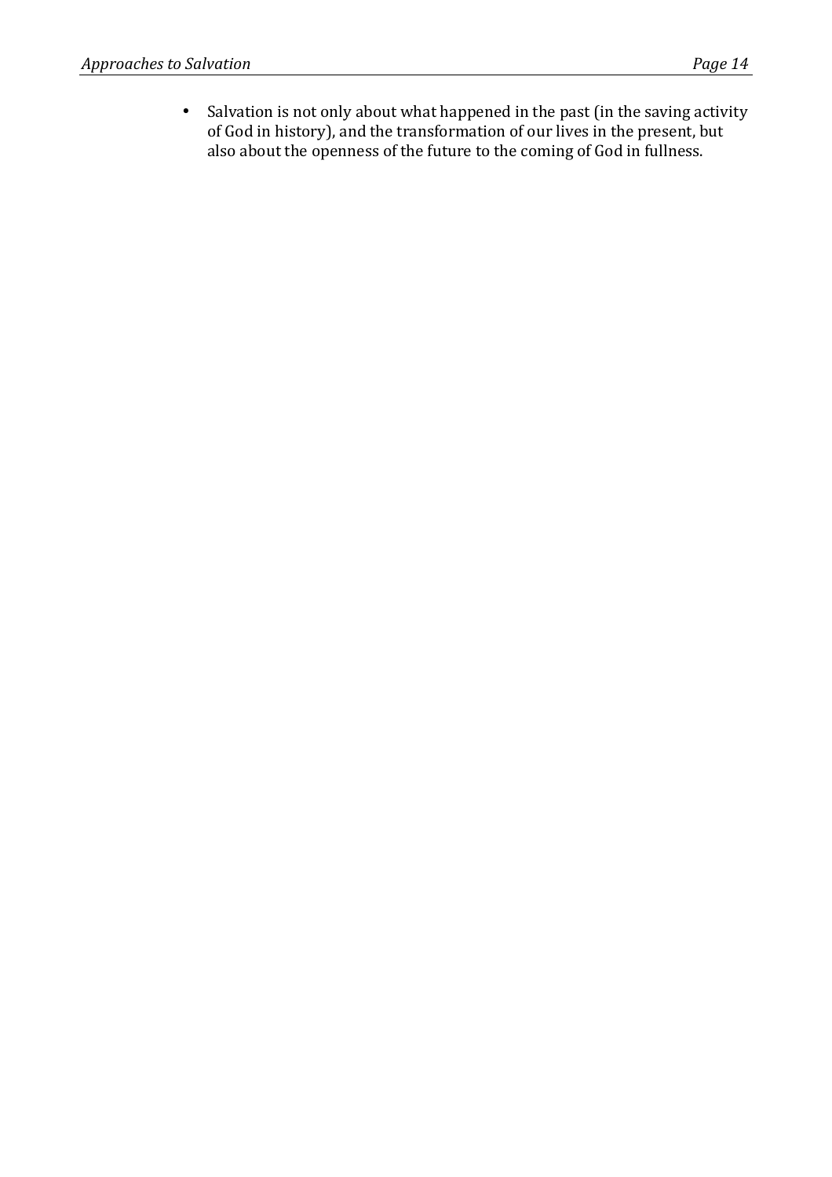- Salvation is not only about what happened in the past (in the saving activity of God in history), and the transformation of our lives in the present, but also about the openness of the future to the coming of God in fullness.